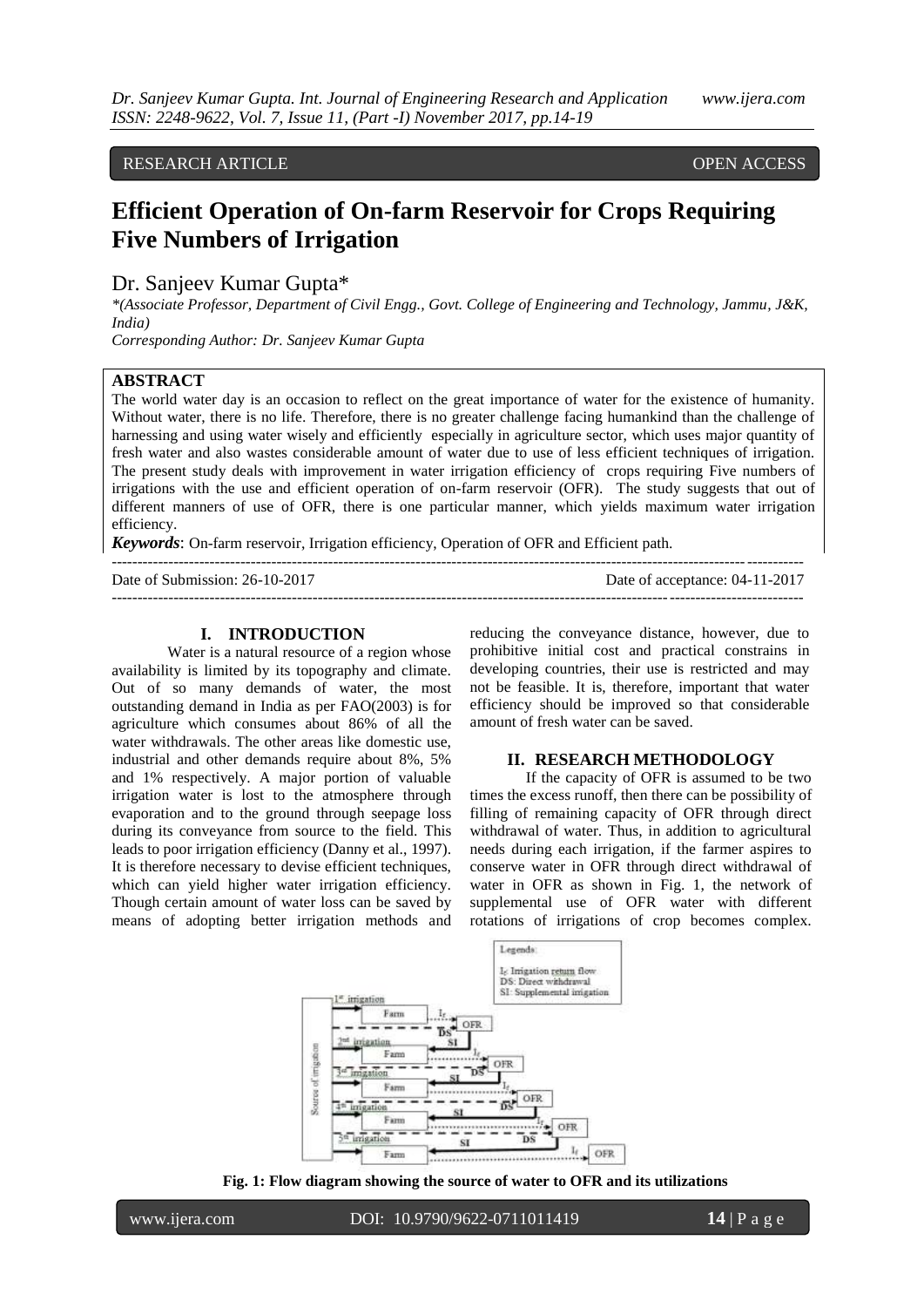RESEARCH ARTICLE OPEN ACCESS

# Efficient Operation of On-farm Reservoir for Crops Requiring Five Numbers of Irrigation

Dr. Sanjeev Kumar Gupta*

*(Associate Professor, Department of Civil Engg., Govt. College of Engineering and Technology, Jammu, J&K, India)

*Corresponding Author: Dr. Sanjeev Kumar Gupta*

## ABSTRACT

The world water day is an occasion to reflect on the great importance of water for the existence of humanity. Without water, there is no life. Therefore, there is no greater challenge facing humankind than the challenge of harnessing and using water wisely and efficiently especially in agriculture sector, which uses major quantity of fresh water and also wastes considerable amount of water due to use of less efficient techniques of irrigation. The present study deals with improvement in water irrigation efficiency of crops requiring Five numbers of irrigations with the use and efficient operation of on-farm reservoir (OFR). The study suggests that out of different manners of use of OFR, there is one particular manner, which yields maximum water irrigation efficiency.

***Keywords***: On-farm reservoir, Irrigation efficiency, Operation of OFR and Efficient path.

Date of Submission: 26-10-2017 Date of acceptance: 04-11-2017

## I. INTRODUCTION

Water is a natural resource of a region whose availability is limited by its topography and climate. Out of so many demands of water, the most outstanding demand in India as per FAO(2003) is for agriculture which consumes about 86% of all the water withdrawals. The other areas like domestic use, industrial and other demands require about 8%, 5% and 1% respectively. A major portion of valuable irrigation water is lost to the atmosphere through evaporation and to the ground through seepage loss during its conveyance from source to the field. This leads to poor irrigation efficiency (Danny et al., 1997). It is therefore necessary to devise efficient techniques, which can yield higher water irrigation efficiency. Though certain amount of water loss can be saved by means of adopting better irrigation methods and reducing the conveyance distance, however, due to prohibitive initial cost and practical constrains in developing countries, their use is restricted and may not be feasible. It is, therefore, important that water efficiency should be improved so that considerable amount of fresh water can be saved.

## II. RESEARCH METHODOLOGY

If the capacity of OFR is assumed to be two times the excess runoff, then there can be possibility of filling of remaining capacity of OFR through direct withdrawal of water. Thus, in addition to agricultural needs during each irrigation, if the farmer aspires to conserve water in OFR through direct withdrawal of water in OFR as shown in Fig. 1, the network of supplemental use of OFR water with different rotations of irrigations of crop becomes complex.

**Fig. 1: Flow diagram showing the source of water to OFR and its utilizations**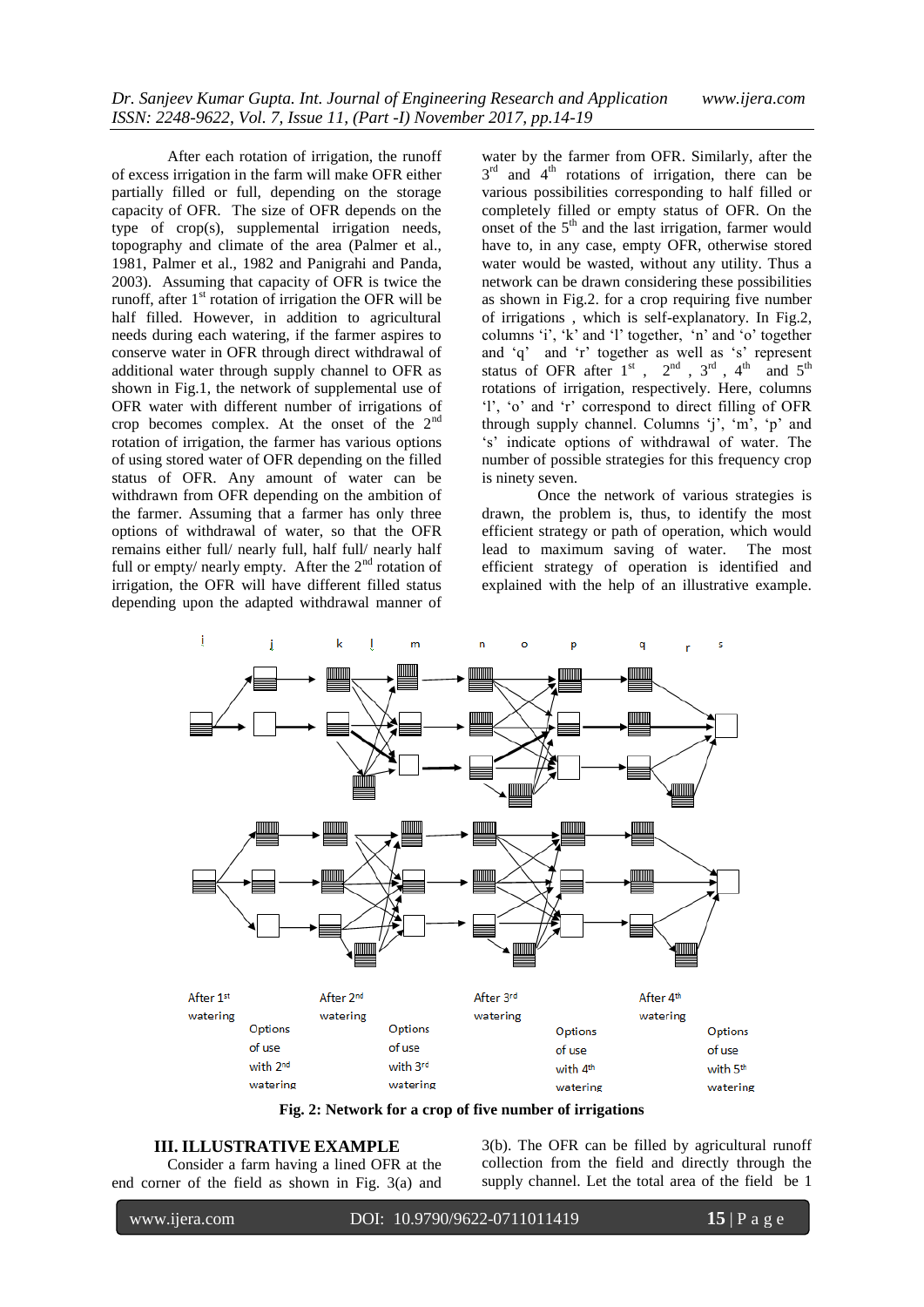After each rotation of irrigation, the runoff of excess irrigation in the farm will make OFR either partially filled or full, depending on the storage capacity of OFR. The size of OFR depends on the type of crop(s), supplemental irrigation needs, topography and climate of the area (Palmer et al., 1981, Palmer et al., 1982 and Panigrahi and Panda, 2003). Assuming that capacity of OFR is twice the runoff, after 1st rotation of irrigation the OFR will be half filled. However, in addition to agricultural needs during each watering, if the farmer aspires to conserve water in OFR through direct withdrawal of additional water through supply channel to OFR as shown in Fig.1, the network of supplemental use of OFR water with different number of irrigations of crop becomes complex. At the onset of the 2nd rotation of irrigation, the farmer has various options of using stored water of OFR depending on the filled status of OFR. Any amount of water can be withdrawn from OFR depending on the ambition of the farmer. Assuming that a farmer has only three options of withdrawal of water, so that the OFR remains either full/ nearly full, half full/ nearly half full or empty/ nearly empty. After the 2nd rotation of irrigation, the OFR will have different filled status depending upon the adapted withdrawal manner of water by the farmer from OFR. Similarly, after the 3rd and 4th rotations of irrigation, there can be various possibilities corresponding to half filled or completely filled or empty status of OFR. On the onset of the 5th and the last irrigation, farmer would have to, in any case, empty OFR, otherwise stored water would be wasted, without any utility. Thus a network can be drawn considering these possibilities as shown in Fig.2. for a crop requiring five number of irrigations , which is self-explanatory. In Fig.2, columns 'i', 'k' and 'l' together, 'n' and 'o' together and 'q' and 'r' together as well as 's' represent status of OFR after 1st , 2nd , 3rd , 4th and 5th rotations of irrigation, respectively. Here, columns 'l', 'o' and 'r' correspond to direct filling of OFR through supply channel. Columns 'j', 'm', 'p' and 's' indicate options of withdrawal of water. The number of possible strategies for this frequency crop is ninety seven.

Once the network of various strategies is drawn, the problem is, thus, to identify the most efficient strategy or path of operation, which would lead to maximum saving of water. The most efficient strategy of operation is identified and explained with the help of an illustrative example.

**Fig. 2: Network for a crop of five number of irrigations**

## III. ILLUSTRATIVE EXAMPLE

Consider a farm having a lined OFR at the end corner of the field as shown in Fig. 3(a) and 3(b). The OFR can be filled by agricultural runoff collection from the field and directly through the supply channel. Let the total area of the field be 1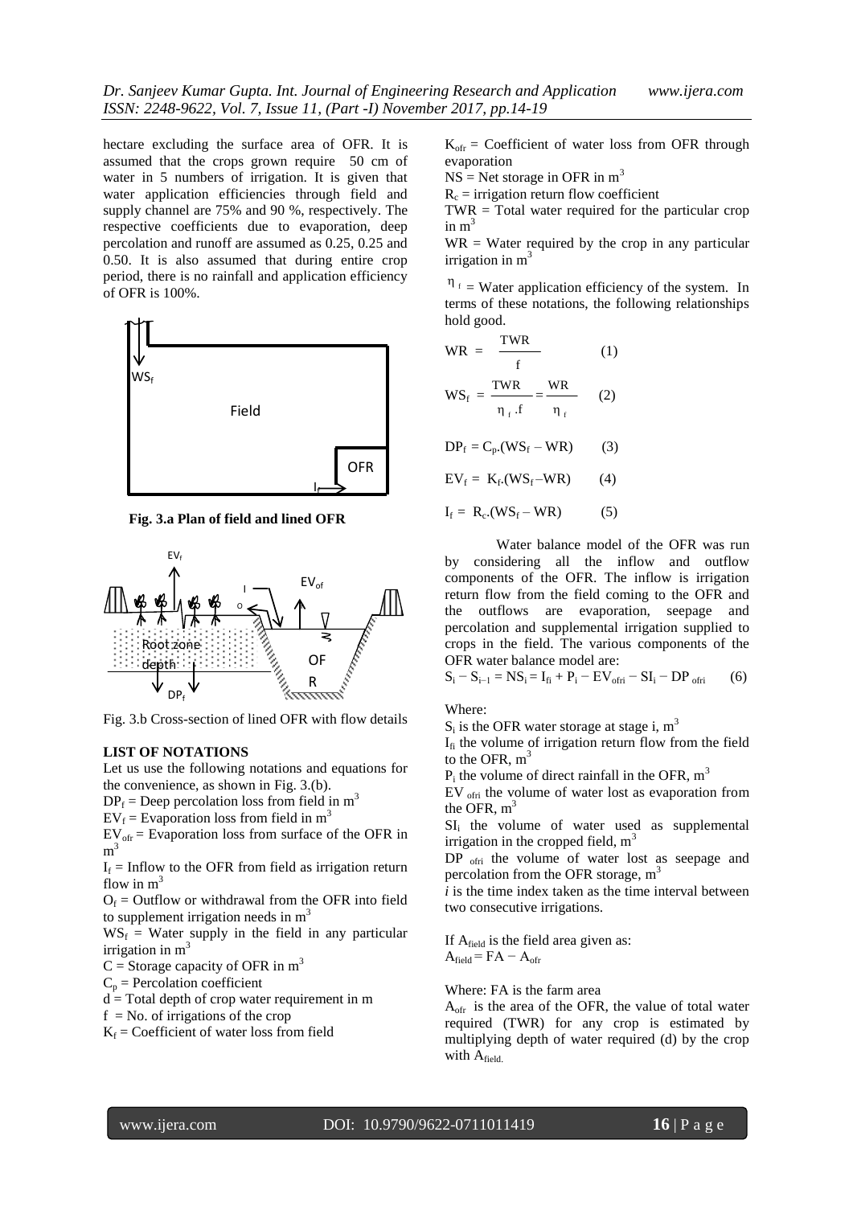hectare excluding the surface area of OFR. It is assumed that the crops grown require 50 cm of water in 5 numbers of irrigation. It is given that water application efficiencies through field and supply channel are 75% and 90 %, respectively. The respective coefficients due to evaporation, deep percolation and runoff are assumed as 0.25, 0.25 and 0.50. It is also assumed that during entire crop period, there is no rainfall and application efficiency of OFR is 100%.

**Fig. 3.a Plan of field and lined OFR**

Fig. 3.b Cross-section of lined OFR with flow details

**LIST OF NOTATIONS**

Let us use the following notations and equations for the convenience, as shown in Fig. 3.(b).

$DP_f$ = Deep percolation loss from field in $m^3$

$EV_f$ = Evaporation loss from field in $m^3$

$EV_{ofr}$ = Evaporation loss from surface of the OFR in $m^3$

$I_f$ = Inflow to the OFR from field as irrigation return flow in $m^3$

$O_f$ = Outflow or withdrawal from the OFR into field to supplement irrigation needs in $m^3$

$WS_f$ = Water supply in the field in any particular irrigation in $m^3$

C = Storage capacity of OFR in $m^3$

$C_p$ = Percolation coefficient

d = Total depth of crop water requirement in m

f = No. of irrigations of the crop

$K_f$ = Coefficient of water loss from field

$K_{ofr}$ = Coefficient of water loss from OFR through evaporation

NS = Net storage in OFR in $m^3$

$R_c$ = irrigation return flow coefficient

TWR = Total water required for the particular crop in $m^3$

WR = Water required by the crop in any particular irrigation in $m^3$

$\eta_f$ = Water application efficiency of the system. In terms of these notations, the following relationships hold good.

$$WR = \frac{TWR}{f} \qquad (1)$$

$$WS_f = \frac{TWR}{\eta_f . f} = \frac{WR}{\eta_f} \qquad (2)$$

$$DP_f = C_p.(WS_f - WR) \qquad (3)$$

$$EV_f = K_f.(WS_f - WR) \qquad (4)$$

$$I_f = R_c.(WS_f - WR) \qquad (5)$$

Water balance model of the OFR was run by considering all the inflow and outflow components of the OFR. The inflow is irrigation return flow from the field coming to the OFR and the outflows are evaporation, seepage and percolation and supplemental irrigation supplied to crops in the field. The various components of the OFR water balance model are:

$$S_i - S_{i-1} = NS_i = I_{fi} + P_i - EV_{ofri} - SI_i - DP_{ofri} \qquad (6)$$

Where:

$S_i$ is the OFR water storage at stage i, $m^3$

$I_{fi}$ the volume of irrigation return flow from the field to the OFR, $m^3$

$P_i$ the volume of direct rainfall in the OFR, $m^3$

$EV_{ofri}$ the volume of water lost as evaporation from the OFR, $m^3$

$SI_i$ the volume of water used as supplemental irrigation in the cropped field, $m^3$

$DP_{ofri}$ the volume of water lost as seepage and percolation from the OFR storage, $m^3$

*i* is the time index taken as the time interval between two consecutive irrigations.

If $A_{field}$ is the field area given as:

$A_{field} = FA - A_{ofr}$

Where: FA is the farm area

$A_{ofr}$ is the area of the OFR, the value of total water required (TWR) for any crop is estimated by multiplying depth of water required (d) by the crop with $A_{field}$.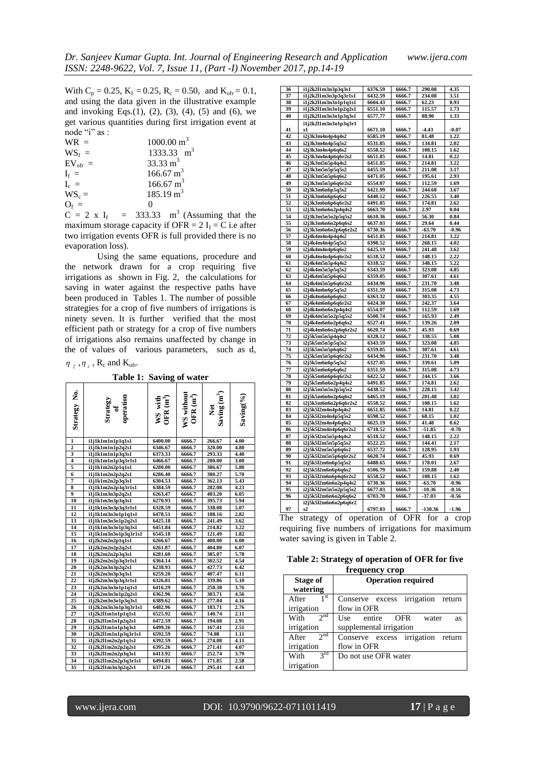With $C_p = 0.25$, $K_f = 0.25$, $R_c = 0.50$, and $K_{ofr} = 0.1$, and using the data given in the illustrative example and invoking Eqs.(1), (2), (3), (4), (5) and (6), we get various quantities during first irrigation event at node "i" as :

$WR = 1000.00\ m^3$

$WS_f = 1333.33\ m^3$

$EV_{ofr} = 33.33\ m^3$

$I_f = 166.67\ m^3$

$I_c = 166.67\ m^3$

$WS_c = 185.19\ m^3$

$O_f = 0$

$C = 2 \times I_f = 333.33\ m^3$ (Assuming that the maximum storage capacity if OFR = 2 $I_f$ = C i.e after two irrigation events OFR is full provided there is no evaporation loss).

Using the same equations, procedure and the network drawn for a crop requiring five irrigations as shown in Fig. 2, the calculations for saving in water against the respective paths have been produced in Tables 1. The number of possible strategies for a crop of five numbers of irrigations is ninety seven. It is further verified that the most efficient path or strategy for a crop of five numbers of irrigations also remains unaffected by change in the of values of various parameters, such as d, $\eta_f$, $\eta_c$, $R_c$ and $K_{ofr}$.

**Table 1: Saving of water**

| Strategy No. | Strategy of operation | WS with OFR ($m^3$) | WS without OFR ($m^3$) | Net Saving ($m^3$) | Saving(%) |
|---|---|---|---|---|---|
| 1 | i1j1k1m1n1p1q1s1 | 6400.00 | 6666.7 | 266.67 | 4.00 |
| 2 | i1j1k1m1n1p2q2s1 | 6346.67 | 6666.7 | 320.00 | 4.80 |
| 3 | i1j1k1m1n1p3q3s1 | 6373.33 | 6666.7 | 293.33 | 4.40 |
| 4 | i1j1k1m1n1p3q3r1s1 | 6466.67 | 6666.7 | 200.00 | 3.00 |
| 5 | i1j1k1m2n2p1q1s1 | 6280.00 | 6666.7 | 386.67 | 5.80 |
| 6 | i1j1k1m2n2p2q2s1 | 6286.40 | 6666.7 | 380.27 | 5.70 |
| 7 | i1j1k1m2n2p3q3s1 | 6304.53 | 6666.7 | 362.13 | 5.43 |
| 8 | i1j1k1m2n2p3q3r1s1 | 6384.59 | 6666.7 | 282.08 | 4.23 |
| 9 | i1j1k1m3n3p2q2s1 | 6263.47 | 6666.7 | 403.20 | 6.05 |
| 10 | i1j1k1m3n3p3q3s1 | 6270.93 | 6666.7 | 395.73 | 5.94 |
| 11 | i1j1k1m3n3p3q3r1s1 | 6328.59 | 6666.7 | 338.08 | 5.07 |
| 12 | i1j1k1m3n3o1p1q1s1 | 6478.51 | 6666.7 | 188.16 | 2.82 |
| 13 | i1j1k1m3n3o1p2q2s1 | 6425.18 | 6666.7 | 241.49 | 3.62 |
| 14 | i1j1k1m3n3o1p3q3s1 | 6451.84 | 6666.7 | 214.82 | 3.22 |
| 15 | i1j1k1m3n3o1p3q3r1s1 | 6545.18 | 6666.7 | 121.49 | 1.82 |
| 16 | i1j2k2m2n2p1q1s1 | 6266.67 | 6666.7 | 400.00 | 6.00 |
| 17 | i1j2k2m2n2p2q2s1 | 6261.87 | 6666.7 | 404.80 | 6.07 |
| 18 | i1j2k2m2n2p3q3s1 | 6281.60 | 6666.7 | 385.07 | 5.78 |
| 19 | i1j2k2m2n2p3q3r1s1 | 6364.14 | 6666.7 | 302.52 | 4.54 |
| 20 | i1j2k2m3n3p2q2s1 | 6238.93 | 6666.7 | 427.73 | 6.42 |
| 21 | i1j2k2m3n3p3q3s1 | 6259.20 | 6666.7 | 407.47 | 6.11 |
| 22 | i1j2k2m3n3p3q3r1s1 | 6326.81 | 6666.7 | 339.86 | 5.10 |
| 23 | i1j2k2m3n3o1p1q1s1 | 6416.29 | 6666.7 | 250.38 | 3.76 |
| 24 | i1j2k2m3n3o1p2q2s1 | 6362.96 | 6666.7 | 303.71 | 4.56 |
| 25 | i1j2k2m3n3o1p3q3s1 | 6389.62 | 6666.7 | 277.04 | 4.16 |
| 26 | i1j2k2m3n3o1p3q3r1s1 | 6482.96 | 6666.7 | 183.71 | 2.76 |
| 27 | i1j2k2l1m1n1p1q1s1 | 6525.92 | 6666.7 | 140.74 | 2.11 |
| 28 | i1j2k2l1m1n1p2q2s1 | 6472.59 | 6666.7 | 194.08 | 2.91 |
| 29 | i1j2k2l1m1n1p3q3s1 | 6499.26 | 6666.7 | 167.41 | 2.51 |
| 30 | i1j2k2l1m1n1p3q3r1s1 | 6592.59 | 6666.7 | 74.08 | 1.11 |
| 31 | i1j2k2l1m2n2p1q1s1 | 6392.59 | 6666.7 | 274.08 | 4.11 |
| 32 | i1j2k2l1m2n2p2q2s1 | 6395.26 | 6666.7 | 271.41 | 4.07 |
| 33 | i1j2k2l1m2n2p3q3s1 | 6413.92 | 6666.7 | 252.74 | 3.79 |
| 34 | i1j2k2l1m2n2p3q3r1s1 | 6494.81 | 6666.7 | 171.85 | 2.58 |
| 35 | i1j2k2l1m3n3p2q2s1 | 6371.26 | 6666.7 | 295.41 | 4.43 |
| 36 | i1j2k2l1m3n3p3q3s1 | 6376.59 | 6666.7 | 290.08 | 4.35 |
| 37 | i1j2k2l1m3n3p3q3r1s1 | 6432.59 | 6666.7 | 234.08 | 3.51 |
| 38 | i1j2k2l1m3n3o1p1q1s1 | 6604.43 | 6666.7 | 62.23 | 0.93 |
| 39 | i1j2k2l1m3n3o1p2q2s1 | 6551.10 | 6666.7 | 115.57 | 1.73 |
| 40 | i1j2k2l1m3n3o1p3q3s1 | 6577.77 | 6666.7 | 88.90 | 1.33 |
| 41 | i1j2k2l1m3n3o1p3q3r1s1 | 6671.10 | 6666.7 | -4.43 | -0.07 |
| 42 | i2j3k3m4n4p4q4s2 | 6585.19 | 6666.7 | 81.48 | 1.22 |
| 43 | i2j3k3m4n4p5q5s2 | 6531.85 | 6666.7 | 134.81 | 2.02 |
| 44 | i2j3k3m4n4p6q6s2 | 6558.52 | 6666.7 | 108.15 | 1.62 |
| 45 | i2j3k3m4n4p6q6r2s2 | 6651.85 | 6666.7 | 14.81 | 0.22 |
| 46 | i2j3k3m5n5p4q4s2 | 6451.85 | 6666.7 | 214.81 | 3.22 |
| 47 | i2j3k3m5n5p5q5s2 | 6455.59 | 6666.7 | 211.08 | 3.17 |
| 48 | i2j3k3m5n5p6q6s2 | 6471.05 | 6666.7 | 195.61 | 2.93 |
| 49 | i2j3k3m5n5p6q6r2s2 | 6554.07 | 6666.7 | 112.59 | 1.69 |
| 50 | i2j3k3m6n6p5q5s2 | 6421.99 | 6666.7 | 244.68 | 3.67 |
| 51 | i2j3k3m6n6p6q6s2 | 6440.12 | 6666.7 | 226.55 | 3.40 |
| 52 | i2j3k3m6n6p6q6r2s2 | 6491.85 | 6666.7 | 174.81 | 2.62 |
| 53 | i2j3k3m6n6o2p4q4s2 | 6663.70 | 6666.7 | 2.97 | 0.04 |
| 54 | i2j3k3m6n6o2p5q5s2 | 6610.36 | 6666.7 | 56.30 | 0.84 |
| 55 | i2j3k3m6n6o2p6q6s2 | 6637.03 | 6666.7 | 29.64 | 0.44 |
| 56 | i2j3k3m6n6o2p6q6r2s2 | 6730.36 | 6666.7 | -63.70 | -0.96 |
| 57 | i2j4k4m4n4p4q4s2 | 6451.85 | 6666.7 | 214.81 | 3.22 |
| 58 | i2j4k4m4n4p5q5s2 | 6398.52 | 6666.7 | 268.15 | 4.02 |
| 59 | i2j4k4m4n4p6q6s2 | 6425.19 | 6666.7 | 241.48 | 3.62 |
| 60 | i2j4k4m4n4p6q6r2s2 | 6518.52 | 6666.7 | 148.15 | 2.22 |
| 61 | i2j4k4m5n5p4q4s2 | 6318.52 | 6666.7 | 348.15 | 5.22 |
| 62 | i2j4k4m5n5p5q5s2 | 6343.59 | 6666.7 | 323.08 | 4.85 |
| 63 | i2j4k4m5n5p6q6s2 | 6359.05 | 6666.7 | 307.61 | 4.61 |
| 64 | i2j4k4m5n5p6q6r2s2 | 6434.96 | 6666.7 | 231.70 | 3.48 |
| 65 | i2j4k4m6n6p5q5s2 | 6351.59 | 6666.7 | 315.08 | 4.73 |
| 66 | i2j4k4m6n6p6q6s2 | 6363.32 | 6666.7 | 303.35 | 4.55 |
| 67 | i2j4k4m6n6p6q6r2s2 | 6424.30 | 6666.7 | 242.37 | 3.64 |
| 68 | i2j4k4m6n6o2p4q4s2 | 6554.07 | 6666.7 | 112.59 | 1.69 |
| 69 | i2j4k4m5n5o2p5q5s2 | 6500.74 | 6666.7 | 165.93 | 2.49 |
| 70 | i2j4k4m6n6o2p6q6s2 | 6527.41 | 6666.7 | 139.26 | 2.09 |
| 71 | i2j4k4m6n6o2p6q6r2s2 | 6620.74 | 6666.7 | 45.93 | 0.69 |
| 72 | i2j5k5m5n5p4q4s2 | 6328.12 | 6666.7 | 338.55 | 5.08 |
| 73 | i2j5k5m5n5p5q5s2 | 6343.59 | 6666.7 | 323.08 | 4.85 |
| 74 | i2j5k5m5n5p6q6s2 | 6359.05 | 6666.7 | 307.61 | 4.61 |
| 75 | i2j5k5m5n5p6q6r2s2 | 6434.96 | 6666.7 | 231.70 | 3.48 |
| 76 | i2j5k5m6n6p5q5s2 | 6327.05 | 6666.7 | 339.61 | 5.09 |
| 77 | i2j5k5m6n6p6q6s2 | 6351.59 | 6666.7 | 315.08 | 4.73 |
| 78 | i2j5k5m6n6p6q6r2s2 | 6422.52 | 6666.7 | 244.15 | 3.66 |
| 79 | i2j5k5m6n6o2p4q4s2 | 6491.85 | 6666.7 | 174.81 | 2.62 |
| 80 | i2j5k5m5n5o2p5q5s2 | 6438.52 | 6666.7 | 228.15 | 3.42 |
| 81 | i2j5k5m6n6o2p6q6s2 | 6465.19 | 6666.7 | 201.48 | 3.02 |
| 82 | i2j5k5m6n6o2p6q6r2s2 | 6558.52 | 6666.7 | 108.15 | 1.62 |
| 83 | i2j5k5l2m4n4p4q4s2 | 6651.85 | 6666.7 | 14.81 | 0.22 |
| 84 | i2j5k5l2m4n4p5q5s2 | 6598.52 | 6666.7 | 68.15 | 1.02 |
| 85 | i2j5k5l2m4n4p6q6s2 | 6625.19 | 6666.7 | 41.48 | 0.62 |
| 86 | i2j5k5l2m4n4p6q6r2s2 | 6718.52 | 6666.7 | -51.85 | -0.78 |
| 87 | i2j5k5l2m5n5p4q4s2 | 6518.52 | 6666.7 | 148.15 | 2.22 |
| 88 | i2j5k5l2m5n5p5q5s2 | 6522.25 | 6666.7 | 144.41 | 2.17 |
| 89 | i2j5k5l2m5n5p6q6s2 | 6537.72 | 6666.7 | 128.95 | 1.93 |
| 90 | i2j5k5l2m5n5p6q6r2s2 | 6620.74 | 6666.7 | 45.93 | 0.69 |
| 91 | i2j5k5l2m6n6p5q5s2 | 6488.65 | 6666.7 | 178.01 | 2.67 |
| 92 | i2j5k5l2m6n6p6q6s2 | 6506.79 | 6666.7 | 159.88 | 2.40 |
| 93 | i2j5k5l2m6n6p6q6r2s2 | 6558.52 | 6666.7 | 108.15 | 1.62 |
| 94 | i2j5k5l2m6n6o2p4q4s2 | 6730.36 | 6666.7 | -63.70 | -0.96 |
| 95 | i2j5k5l2m5n5o2p5q5s2 | 6677.03 | 6666.7 | -10.36 | -0.16 |
| 96 | i2j5k5l2m6n6o2p6q6s2 | 6703.70 | 6666.7 | -37.03 | -0.56 |
| 97 | i2j5k5l2m6n6o2p6q6r2s2 | 6797.03 | 6666.7 | -130.36 | -1.96 |

The strategy of operation of OFR for a crop requiring five numbers of irrigations for maximum water saving is given in Table 2.

**Table 2: Strategy of operation of OFR for five frequency crop**

| Stage of watering | Operation required |
|---|---|
| After 1st irrigation | Conserve excess irrigation return flow in OFR |
| With 2nd irrigation | Use entire OFR water as supplemental irrigation |
| After 2nd irrigation | Conserve excess irrigation return flow in OFR |
| With 3rd irrigation | Do not use OFR water |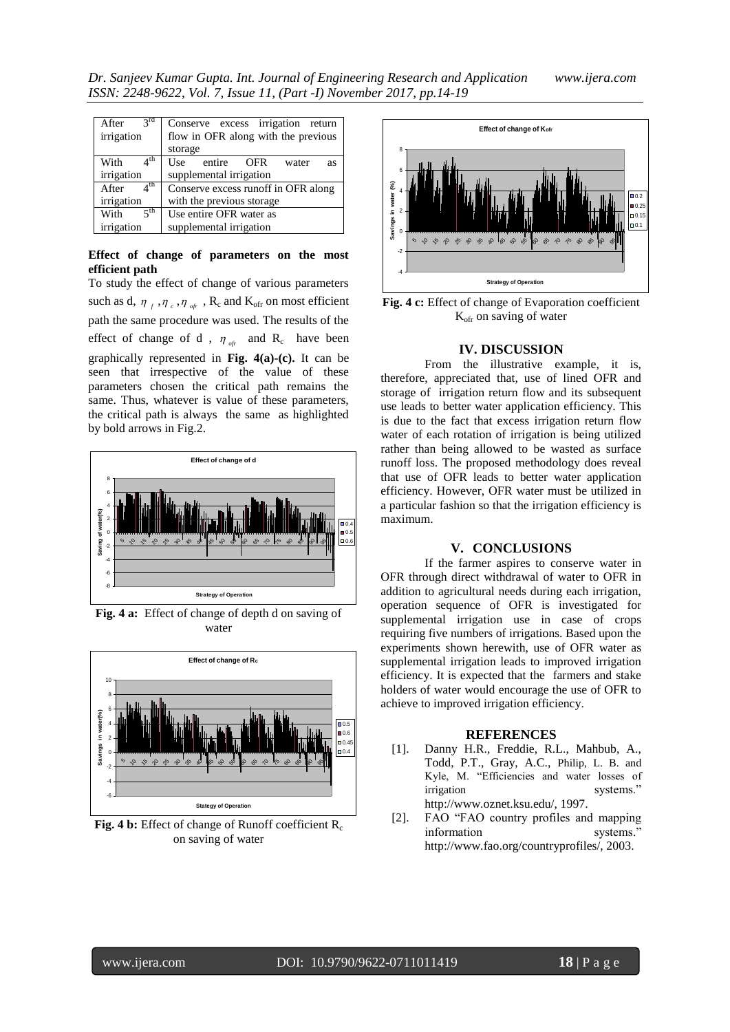| After 3rd irrigation | Conserve excess irrigation return flow in OFR along with the previous storage |
|---|---|
| With 4th irrigation | Use entire OFR water as supplemental irrigation |
| After 4th irrigation | Conserve excess runoff in OFR along with the previous storage |
| With 5th irrigation | Use entire OFR water as supplemental irrigation |

**Effect of change of parameters on the most efficient path**

To study the effect of change of various parameters such as d, $\eta_f$, $\eta_c$, $\eta_{ofr}$, $R_c$ and $K_{ofr}$ on most efficient path the same procedure was used. The results of the effect of change of d, $\eta_{ofr}$ and $R_c$ have been graphically represented in **Fig. 4(a)-(c).** It can be seen that irrespective of the value of these parameters chosen the critical path remains the same. Thus, whatever is value of these parameters, the critical path is always the same as highlighted by bold arrows in Fig.2.

**Fig. 4 a:** Effect of change of depth d on saving of water

**Fig. 4 b:** Effect of change of Runoff coefficient $R_c$ on saving of water

**Fig. 4 c:** Effect of change of Evaporation coefficient $K_{ofr}$ on saving of water

## IV. DISCUSSION

From the illustrative example, it is, therefore, appreciated that, use of lined OFR and storage of irrigation return flow and its subsequent use leads to better water application efficiency. This is due to the fact that excess irrigation return flow water of each rotation of irrigation is being utilized rather than being allowed to be wasted as surface runoff loss. The proposed methodology does reveal that use of OFR leads to better water application efficiency. However, OFR water must be utilized in a particular fashion so that the irrigation efficiency is maximum.

## V. CONCLUSIONS

If the farmer aspires to conserve water in OFR through direct withdrawal of water to OFR in addition to agricultural needs during each irrigation, operation sequence of OFR is investigated for supplemental irrigation use in case of crops requiring five numbers of irrigations. Based upon the experiments shown herewith, use of OFR water as supplemental irrigation leads to improved irrigation efficiency. It is expected that the farmers and stake holders of water would encourage the use of OFR to achieve to improved irrigation efficiency.

## REFERENCES

[1]. Danny H.R., Freddie, R.L., Mahbub, A., Todd, P.T., Gray, A.C., Philip, L. B. and Kyle, M. "Efficiencies and water losses of irrigation systems." http://www.oznet.ksu.edu/, 1997.

[2]. FAO "FAO country profiles and mapping information systems." http://www.fao.org/countryprofiles/, 2003.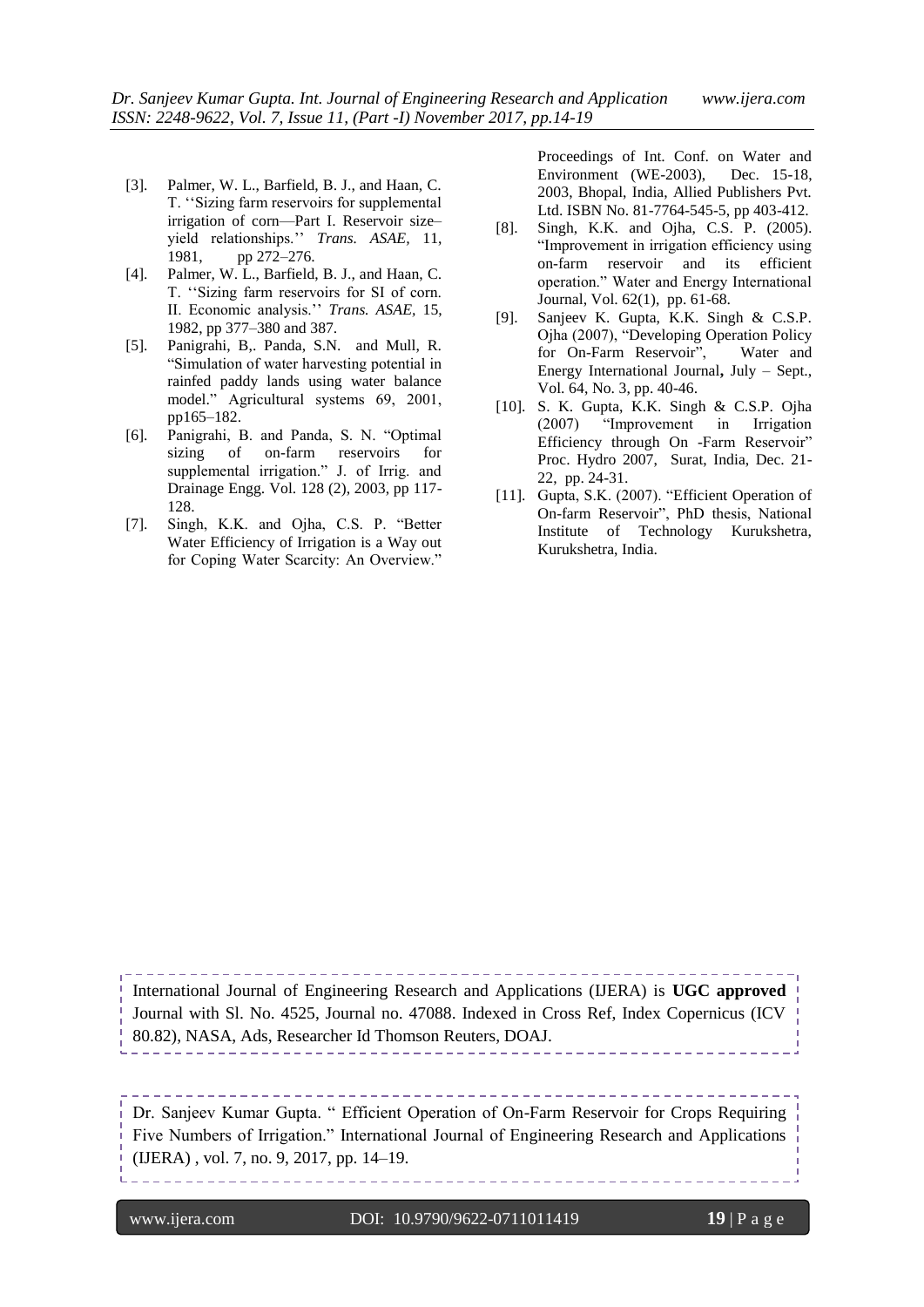[3]. Palmer, W. L., Barfield, B. J., and Haan, C. T. ''Sizing farm reservoirs for supplemental irrigation of corn—Part I. Reservoir size–yield relationships.'' *Trans. ASAE,* 11, 1981, pp 272–276.

[4]. Palmer, W. L., Barfield, B. J., and Haan, C. T. ''Sizing farm reservoirs for SI of corn. II. Economic analysis.'' *Trans. ASAE,* 15, 1982, pp 377–380 and 387.

[5]. Panigrahi, B,. Panda, S.N. and Mull, R. "Simulation of water harvesting potential in rainfed paddy lands using water balance model." Agricultural systems 69, 2001, pp165–182.

[6]. Panigrahi, B. and Panda, S. N. "Optimal sizing of on-farm reservoirs for supplemental irrigation." J. of Irrig. and Drainage Engg. Vol. 128 (2), 2003, pp 117-128.

[7]. Singh, K.K. and Ojha, C.S. P. "Better Water Efficiency of Irrigation is a Way out for Coping Water Scarcity: An Overview." Proceedings of Int. Conf. on Water and Environment (WE-2003), Dec. 15-18, 2003, Bhopal, India, Allied Publishers Pvt. Ltd. ISBN No. 81-7764-545-5, pp 403-412.

[8]. Singh, K.K. and Ojha, C.S. P. (2005). "Improvement in irrigation efficiency using on-farm reservoir and its efficient operation." Water and Energy International Journal, Vol. 62(1), pp. 61-68.

[9]. Sanjeev K. Gupta, K.K. Singh & C.S.P. Ojha (2007), "Developing Operation Policy for On-Farm Reservoir", Water and Energy International Journal**,** July – Sept., Vol. 64, No. 3, pp. 40-46.

[10]. S. K. Gupta, K.K. Singh & C.S.P. Ojha (2007) "Improvement in Irrigation Efficiency through On -Farm Reservoir" Proc. Hydro 2007, Surat, India, Dec. 21-22, pp. 24-31.

[11]. Gupta, S.K. (2007). "Efficient Operation of On-farm Reservoir", PhD thesis, National Institute of Technology Kurukshetra, Kurukshetra, India.

International Journal of Engineering Research and Applications (IJERA) is **UGC approved** Journal with Sl. No. 4525, Journal no. 47088. Indexed in Cross Ref, Index Copernicus (ICV 80.82), NASA, Ads, Researcher Id Thomson Reuters, DOAJ.

Dr. Sanjeev Kumar Gupta. " Efficient Operation of On-Farm Reservoir for Crops Requiring Five Numbers of Irrigation." International Journal of Engineering Research and Applications (IJERA) , vol. 7, no. 9, 2017, pp. 14–19.